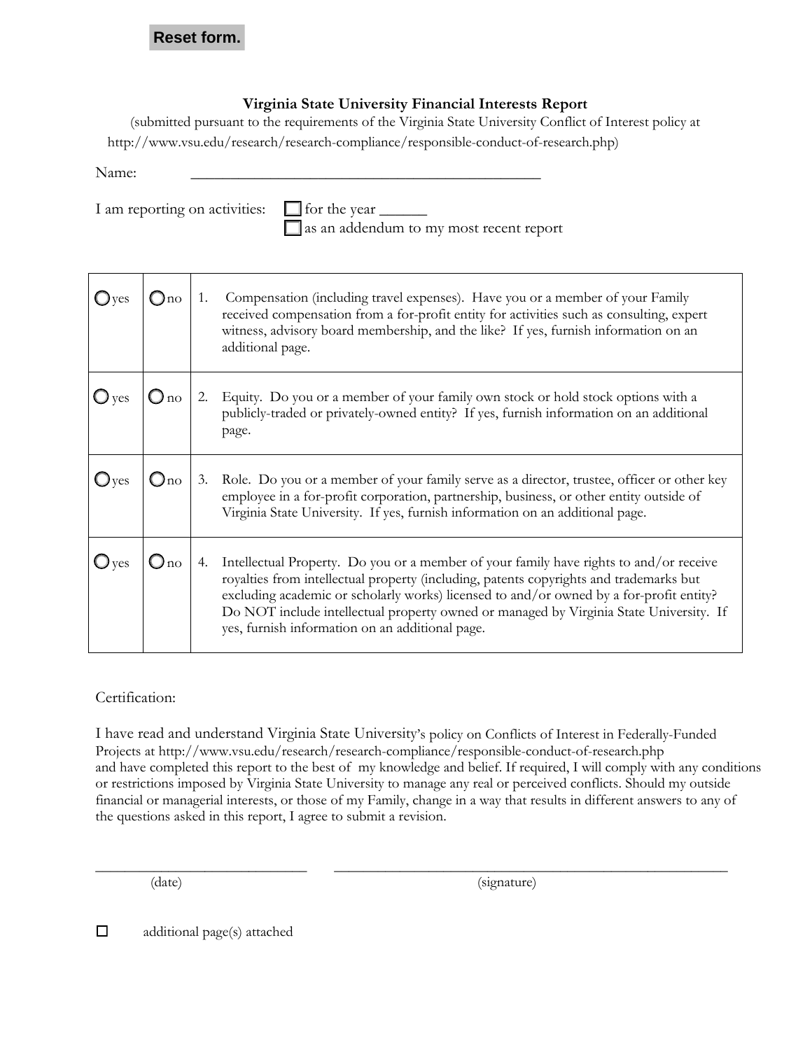Reset form.

**Virginia State University Financial Interests Report**

(submitted pursuant to the requirements of the Virginia State University Conflict of Interest policy at http://www.vsu.edu/research/research-compliance/responsible-conduct-of-research.php)

Name: _______________________________________________

I am reporting on activities: ☐ for the year ______
☐ as an addendum to my most recent report

| | | |
|---|---|---|
| ○ yes | ○ no | 1. Compensation (including travel expenses). Have you or a member of your Family received compensation from a for-profit entity for activities such as consulting, expert witness, advisory board membership, and the like? If yes, furnish information on an additional page. |
| ○ yes | ○ no | 2. Equity. Do you or a member of your family own stock or hold stock options with a publicly-traded or privately-owned entity? If yes, furnish information on an additional page. |
| ○ yes | ○ no | 3. Role. Do you or a member of your family serve as a director, trustee, officer or other key employee in a for-profit corporation, partnership, business, or other entity outside of Virginia State University. If yes, furnish information on an additional page. |
| ○ yes | ○ no | 4. Intellectual Property. Do you or a member of your family have rights to and/or receive royalties from intellectual property (including, patents copyrights and trademarks but excluding academic or scholarly works) licensed to and/or owned by a for-profit entity? Do NOT include intellectual property owned or managed by Virginia State University. If yes, furnish information on an additional page. |

Certification:

I have read and understand Virginia State University's policy on Conflicts of Interest in Federally-Funded Projects at http://www.vsu.edu/research/research-compliance/responsible-conduct-of-research.php and have completed this report to the best of my knowledge and belief. If required, I will comply with any conditions or restrictions imposed by Virginia State University to manage any real or perceived conflicts. Should my outside financial or managerial interests, or those of my Family, change in a way that results in different answers to any of the questions asked in this report, I agree to submit a revision.

_____________________________ (date)

_____________________________________________________ (signature)

☐ additional page(s) attached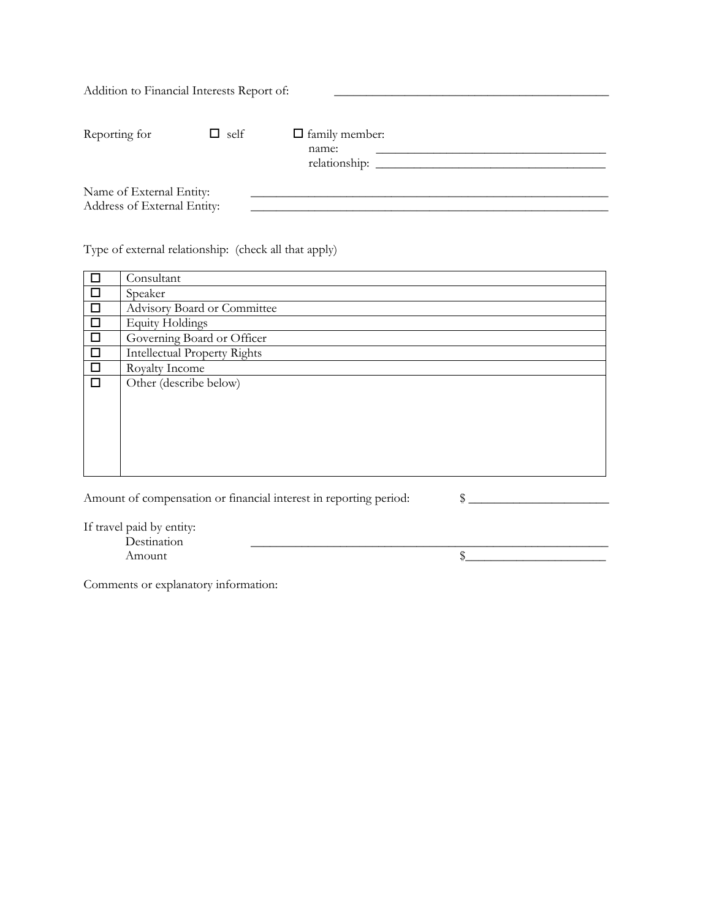Addition to Financial Interests Report of: ____________________________________________

Reporting for ☐ self ☐ family member:
name: ____________________________________
relationship: ____________________________________

Name of External Entity: ____________________________________________________________
Address of External Entity: ____________________________________________________________

Type of external relationship: (check all that apply)

| | |
|---|---|
| ☐ | Consultant |
| ☐ | Speaker |
| ☐ | Advisory Board or Committee |
| ☐ | Equity Holdings |
| ☐ | Governing Board or Officer |
| ☐ | Intellectual Property Rights |
| ☐ | Royalty Income |
| ☐ | Other (describe below) |

Amount of compensation or financial interest in reporting period: $ ______________________

If travel paid by entity:
Destination ____________________________________________________________
Amount $______________________

Comments or explanatory information: